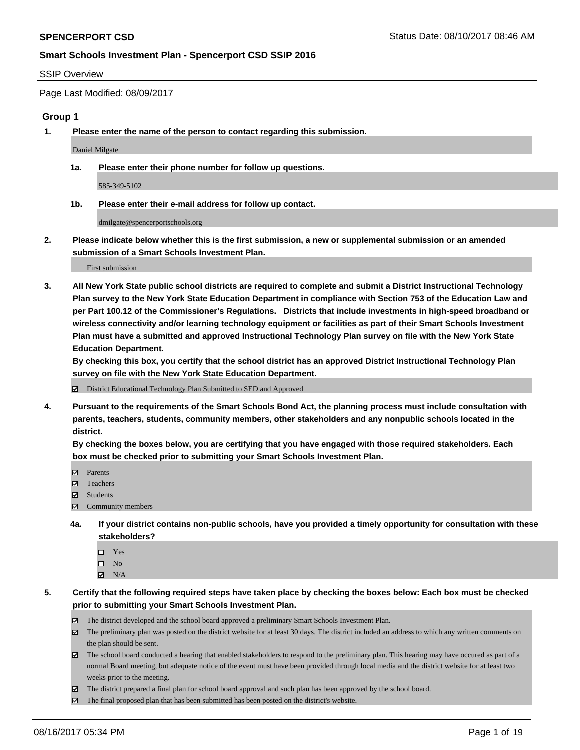**SPENCERPORT CSD** Status Date: 08/10/2017 08:46 AM

**Smart Schools Investment Plan - Spencerport CSD SSIP 2016**

SSIP Overview

Page Last Modified: 08/09/2017

## Group 1

**1. Please enter the name of the person to contact regarding this submission.**

Daniel Milgate

**1a. Please enter their phone number for follow up questions.**

585-349-5102

**1b. Please enter their e-mail address for follow up contact.**

dmilgate@spencerportschools.org

**2. Please indicate below whether this is the first submission, a new or supplemental submission or an amended submission of a Smart Schools Investment Plan.**

First submission

**3. All New York State public school districts are required to complete and submit a District Instructional Technology Plan survey to the New York State Education Department in compliance with Section 753 of the Education Law and per Part 100.12 of the Commissioner's Regulations. Districts that include investments in high-speed broadband or wireless connectivity and/or learning technology equipment or facilities as part of their Smart Schools Investment Plan must have a submitted and approved Instructional Technology Plan survey on file with the New York State Education Department.**
**By checking this box, you certify that the school district has an approved District Instructional Technology Plan survey on file with the New York State Education Department.**

☑ District Educational Technology Plan Submitted to SED and Approved

**4. Pursuant to the requirements of the Smart Schools Bond Act, the planning process must include consultation with parents, teachers, students, community members, other stakeholders and any nonpublic schools located in the district.**
**By checking the boxes below, you are certifying that you have engaged with those required stakeholders. Each box must be checked prior to submitting your Smart Schools Investment Plan.**

- ☑ Parents
- ☑ Teachers
- ☑ Students
- ☑ Community members

**4a. If your district contains non-public schools, have you provided a timely opportunity for consultation with these stakeholders?**

- ☐ Yes
- ☐ No
- ☑ N/A

**5. Certify that the following required steps have taken place by checking the boxes below: Each box must be checked prior to submitting your Smart Schools Investment Plan.**

- ☑ The district developed and the school board approved a preliminary Smart Schools Investment Plan.
- ☑ The preliminary plan was posted on the district website for at least 30 days. The district included an address to which any written comments on the plan should be sent.
- ☑ The school board conducted a hearing that enabled stakeholders to respond to the preliminary plan. This hearing may have occured as part of a normal Board meeting, but adequate notice of the event must have been provided through local media and the district website for at least two weeks prior to the meeting.
- ☑ The district prepared a final plan for school board approval and such plan has been approved by the school board.
- ☑ The final proposed plan that has been submitted has been posted on the district's website.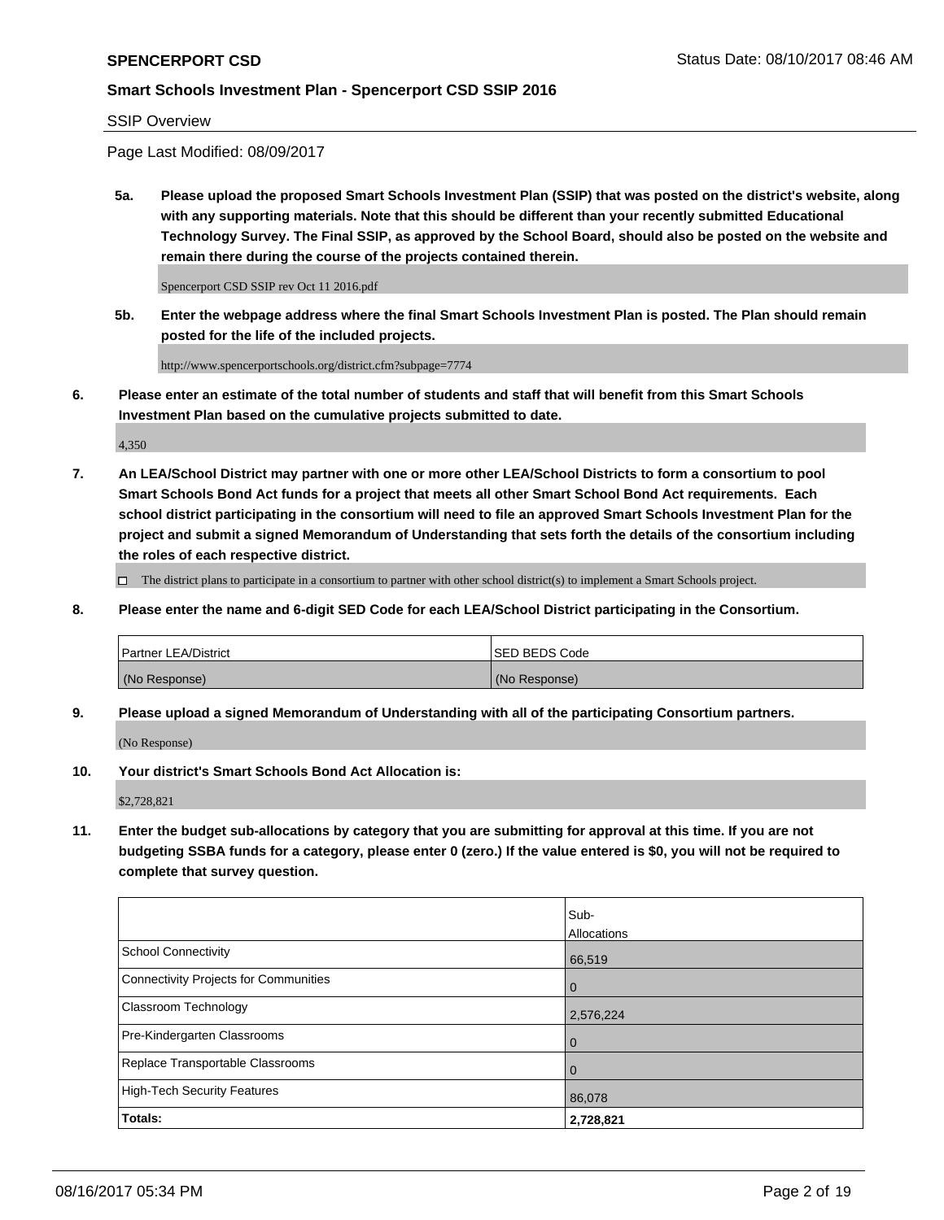**SPENCERPORT CSD**

**Smart Schools Investment Plan - Spencerport CSD SSIP 2016**

SSIP Overview

Page Last Modified: 08/09/2017

**5a. Please upload the proposed Smart Schools Investment Plan (SSIP) that was posted on the district's website, along with any supporting materials. Note that this should be different than your recently submitted Educational Technology Survey. The Final SSIP, as approved by the School Board, should also be posted on the website and remain there during the course of the projects contained therein.**

Spencerport CSD SSIP rev Oct 11 2016.pdf

**5b. Enter the webpage address where the final Smart Schools Investment Plan is posted. The Plan should remain posted for the life of the included projects.**

http://www.spencerportschools.org/district.cfm?subpage=7774

**6. Please enter an estimate of the total number of students and staff that will benefit from this Smart Schools Investment Plan based on the cumulative projects submitted to date.**

4,350

**7. An LEA/School District may partner with one or more other LEA/School Districts to form a consortium to pool Smart Schools Bond Act funds for a project that meets all other Smart School Bond Act requirements. Each school district participating in the consortium will need to file an approved Smart Schools Investment Plan for the project and submit a signed Memorandum of Understanding that sets forth the details of the consortium including the roles of each respective district.**

☐ The district plans to participate in a consortium to partner with other school district(s) to implement a Smart Schools project.

**8. Please enter the name and 6-digit SED Code for each LEA/School District participating in the Consortium.**

| Partner LEA/District | SED BEDS Code |
|---|---|
| (No Response) | (No Response) |

**9. Please upload a signed Memorandum of Understanding with all of the participating Consortium partners.**

(No Response)

**10. Your district's Smart Schools Bond Act Allocation is:**

$2,728,821

**11. Enter the budget sub-allocations by category that you are submitting for approval at this time. If you are not budgeting SSBA funds for a category, please enter 0 (zero.) If the value entered is $0, you will not be required to complete that survey question.**

| | Sub-Allocations |
|---|---|
| School Connectivity | 66,519 |
| Connectivity Projects for Communities | 0 |
| Classroom Technology | 2,576,224 |
| Pre-Kindergarten Classrooms | 0 |
| Replace Transportable Classrooms | 0 |
| High-Tech Security Features | 86,078 |
| **Totals:** | **2,728,821** |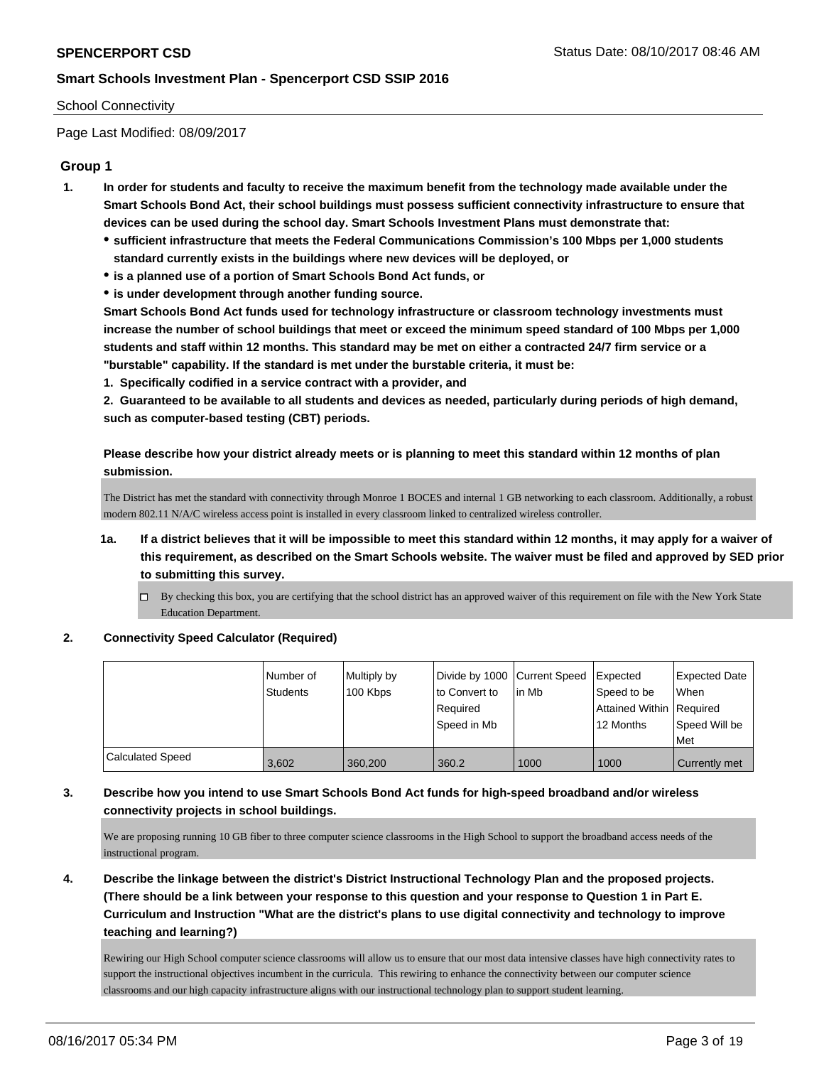School Connectivity

Page Last Modified: 08/09/2017

## Group 1

1. **In order for students and faculty to receive the maximum benefit from the technology made available under the Smart Schools Bond Act, their school buildings must possess sufficient connectivity infrastructure to ensure that devices can be used during the school day. Smart Schools Investment Plans must demonstrate that:**
   - **sufficient infrastructure that meets the Federal Communications Commission's 100 Mbps per 1,000 students standard currently exists in the buildings where new devices will be deployed, or**
   - **is a planned use of a portion of Smart Schools Bond Act funds, or**
   - **is under development through another funding source.**

   **Smart Schools Bond Act funds used for technology infrastructure or classroom technology investments must increase the number of school buildings that meet or exceed the minimum speed standard of 100 Mbps per 1,000 students and staff within 12 months. This standard may be met on either a contracted 24/7 firm service or a "burstable" capability. If the standard is met under the burstable criteria, it must be:**

   **1. Specifically codified in a service contract with a provider, and**

   **2. Guaranteed to be available to all students and devices as needed, particularly during periods of high demand, such as computer-based testing (CBT) periods.**

   **Please describe how your district already meets or is planning to meet this standard within 12 months of plan submission.**

   The District has met the standard with connectivity through Monroe 1 BOCES and internal 1 GB networking to each classroom. Additionally, a robust modern 802.11 N/A/C wireless access point is installed in every classroom linked to centralized wireless controller.

   1a. **If a district believes that it will be impossible to meet this standard within 12 months, it may apply for a waiver of this requirement, as described on the Smart Schools website. The waiver must be filed and approved by SED prior to submitting this survey.**

   ☐ By checking this box, you are certifying that the school district has an approved waiver of this requirement on file with the New York State Education Department.

2. **Connectivity Speed Calculator (Required)**

| | Number of Students | Multiply by 100 Kbps | Divide by 1000 to Convert to Required Speed in Mb | Current Speed in Mb | Expected Speed to be Attained Within 12 Months | Expected Date When Required Speed Will be Met |
|---|---|---|---|---|---|---|
| Calculated Speed | 3,602 | 360,200 | 360.2 | 1000 | 1000 | Currently met |

3. **Describe how you intend to use Smart Schools Bond Act funds for high-speed broadband and/or wireless connectivity projects in school buildings.**

   We are proposing running 10 GB fiber to three computer science classrooms in the High School to support the broadband access needs of the instructional program.

4. **Describe the linkage between the district's District Instructional Technology Plan and the proposed projects. (There should be a link between your response to this question and your response to Question 1 in Part E. Curriculum and Instruction "What are the district's plans to use digital connectivity and technology to improve teaching and learning?)**

   Rewiring our High School computer science classrooms will allow us to ensure that our most data intensive classes have high connectivity rates to support the instructional objectives incumbent in the curricula. This rewiring to enhance the connectivity between our computer science classrooms and our high capacity infrastructure aligns with our instructional technology plan to support student learning.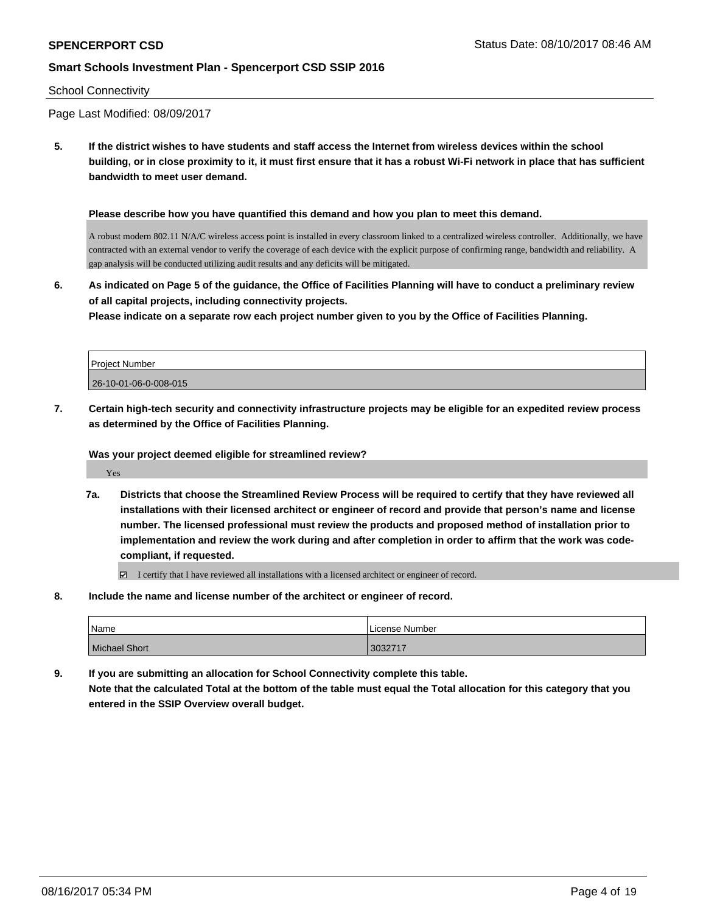School Connectivity

Page Last Modified: 08/09/2017

**5. If the district wishes to have students and staff access the Internet from wireless devices within the school building, or in close proximity to it, it must first ensure that it has a robust Wi-Fi network in place that has sufficient bandwidth to meet user demand.**

**Please describe how you have quantified this demand and how you plan to meet this demand.**

A robust modern 802.11 N/A/C wireless access point is installed in every classroom linked to a centralized wireless controller. Additionally, we have contracted with an external vendor to verify the coverage of each device with the explicit purpose of confirming range, bandwidth and reliability. A gap analysis will be conducted utilizing audit results and any deficits will be mitigated.

**6. As indicated on Page 5 of the guidance, the Office of Facilities Planning will have to conduct a preliminary review of all capital projects, including connectivity projects.**
**Please indicate on a separate row each project number given to you by the Office of Facilities Planning.**

| Project Number |
| --- |
| 26-10-01-06-0-008-015 |

**7. Certain high-tech security and connectivity infrastructure projects may be eligible for an expedited review process as determined by the Office of Facilities Planning.**

**Was your project deemed eligible for streamlined review?**

Yes

**7a. Districts that choose the Streamlined Review Process will be required to certify that they have reviewed all installations with their licensed architect or engineer of record and provide that person's name and license number. The licensed professional must review the products and proposed method of installation prior to implementation and review the work during and after completion in order to affirm that the work was code-compliant, if requested.**

☑ I certify that I have reviewed all installations with a licensed architect or engineer of record.

**8. Include the name and license number of the architect or engineer of record.**

| Name | License Number |
| --- | --- |
| Michael Short | 3032717 |

**9. If you are submitting an allocation for School Connectivity complete this table.**
**Note that the calculated Total at the bottom of the table must equal the Total allocation for this category that you entered in the SSIP Overview overall budget.**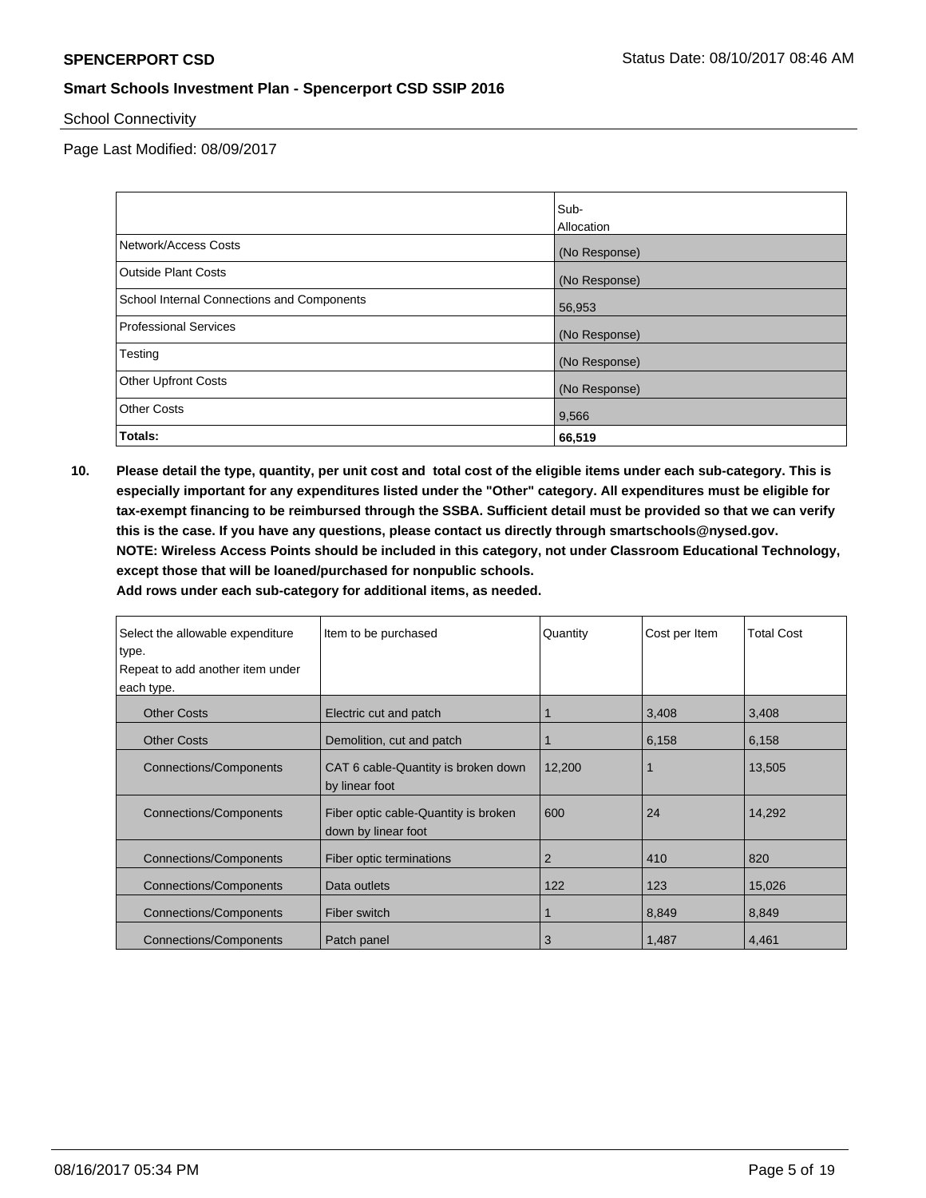School Connectivity

Page Last Modified: 08/09/2017

| | Sub-Allocation |
|---|---|
| Network/Access Costs | (No Response) |
| Outside Plant Costs | (No Response) |
| School Internal Connections and Components | 56,953 |
| Professional Services | (No Response) |
| Testing | (No Response) |
| Other Upfront Costs | (No Response) |
| Other Costs | 9,566 |
| **Totals:** | **66,519** |

**10. Please detail the type, quantity, per unit cost and total cost of the eligible items under each sub-category. This is especially important for any expenditures listed under the "Other" category. All expenditures must be eligible for tax-exempt financing to be reimbursed through the SSBA. Sufficient detail must be provided so that we can verify this is the case. If you have any questions, please contact us directly through smartschools@nysed.gov.**
**NOTE: Wireless Access Points should be included in this category, not under Classroom Educational Technology, except those that will be loaned/purchased for nonpublic schools.**
**Add rows under each sub-category for additional items, as needed.**

| Select the allowable expenditure type. Repeat to add another item under each type. | Item to be purchased | Quantity | Cost per Item | Total Cost |
|---|---|---|---|---|
| Other Costs | Electric cut and patch | 1 | 3,408 | 3,408 |
| Other Costs | Demolition, cut and patch | 1 | 6,158 | 6,158 |
| Connections/Components | CAT 6 cable-Quantity is broken down by linear foot | 12,200 | 1 | 13,505 |
| Connections/Components | Fiber optic cable-Quantity is broken down by linear foot | 600 | 24 | 14,292 |
| Connections/Components | Fiber optic terminations | 2 | 410 | 820 |
| Connections/Components | Data outlets | 122 | 123 | 15,026 |
| Connections/Components | Fiber switch | 1 | 8,849 | 8,849 |
| Connections/Components | Patch panel | 3 | 1,487 | 4,461 |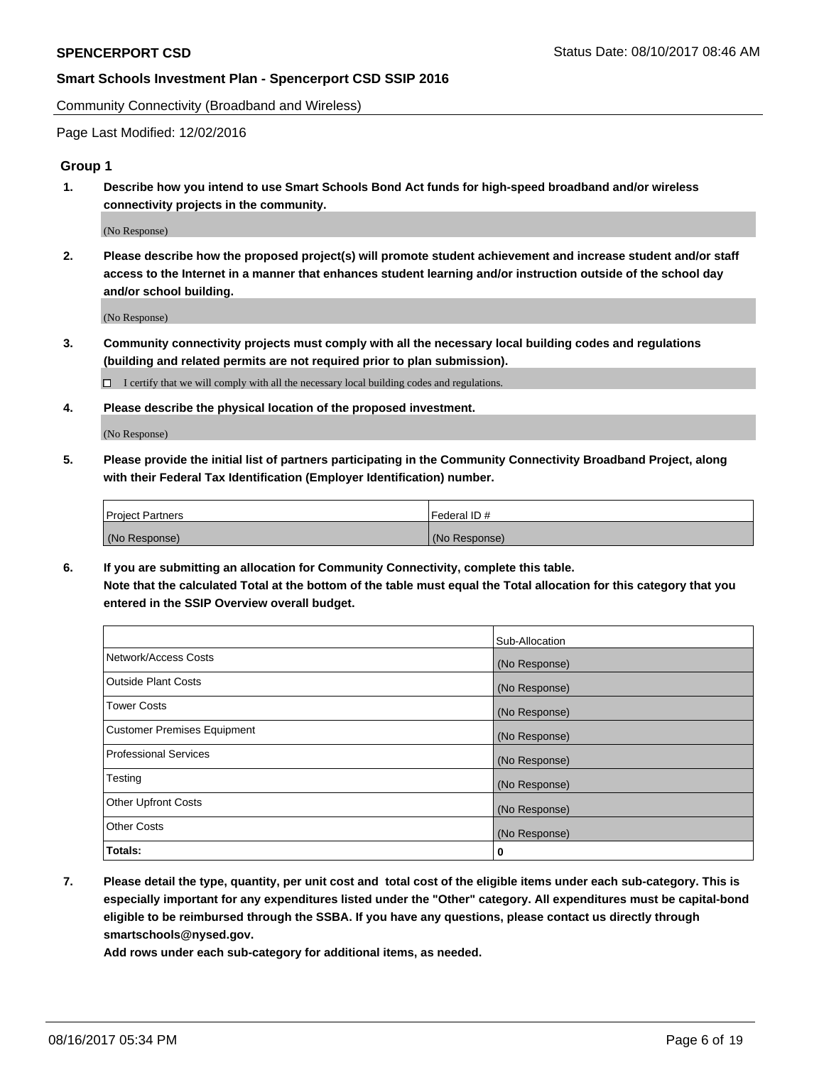Community Connectivity (Broadband and Wireless)

Page Last Modified: 12/02/2016

## Group 1

**1. Describe how you intend to use Smart Schools Bond Act funds for high-speed broadband and/or wireless connectivity projects in the community.**

(No Response)

**2. Please describe how the proposed project(s) will promote student achievement and increase student and/or staff access to the Internet in a manner that enhances student learning and/or instruction outside of the school day and/or school building.**

(No Response)

**3. Community connectivity projects must comply with all the necessary local building codes and regulations (building and related permits are not required prior to plan submission).**

☐ I certify that we will comply with all the necessary local building codes and regulations.

**4. Please describe the physical location of the proposed investment.**

(No Response)

**5. Please provide the initial list of partners participating in the Community Connectivity Broadband Project, along with their Federal Tax Identification (Employer Identification) number.**

| Project Partners | Federal ID # |
|---|---|
| (No Response) | (No Response) |

**6. If you are submitting an allocation for Community Connectivity, complete this table. Note that the calculated Total at the bottom of the table must equal the Total allocation for this category that you entered in the SSIP Overview overall budget.**

| | Sub-Allocation |
|---|---|
| Network/Access Costs | (No Response) |
| Outside Plant Costs | (No Response) |
| Tower Costs | (No Response) |
| Customer Premises Equipment | (No Response) |
| Professional Services | (No Response) |
| Testing | (No Response) |
| Other Upfront Costs | (No Response) |
| Other Costs | (No Response) |
| **Totals:** | **0** |

**7. Please detail the type, quantity, per unit cost and total cost of the eligible items under each sub-category. This is especially important for any expenditures listed under the "Other" category. All expenditures must be capital-bond eligible to be reimbursed through the SSBA. If you have any questions, please contact us directly through smartschools@nysed.gov.**
**Add rows under each sub-category for additional items, as needed.**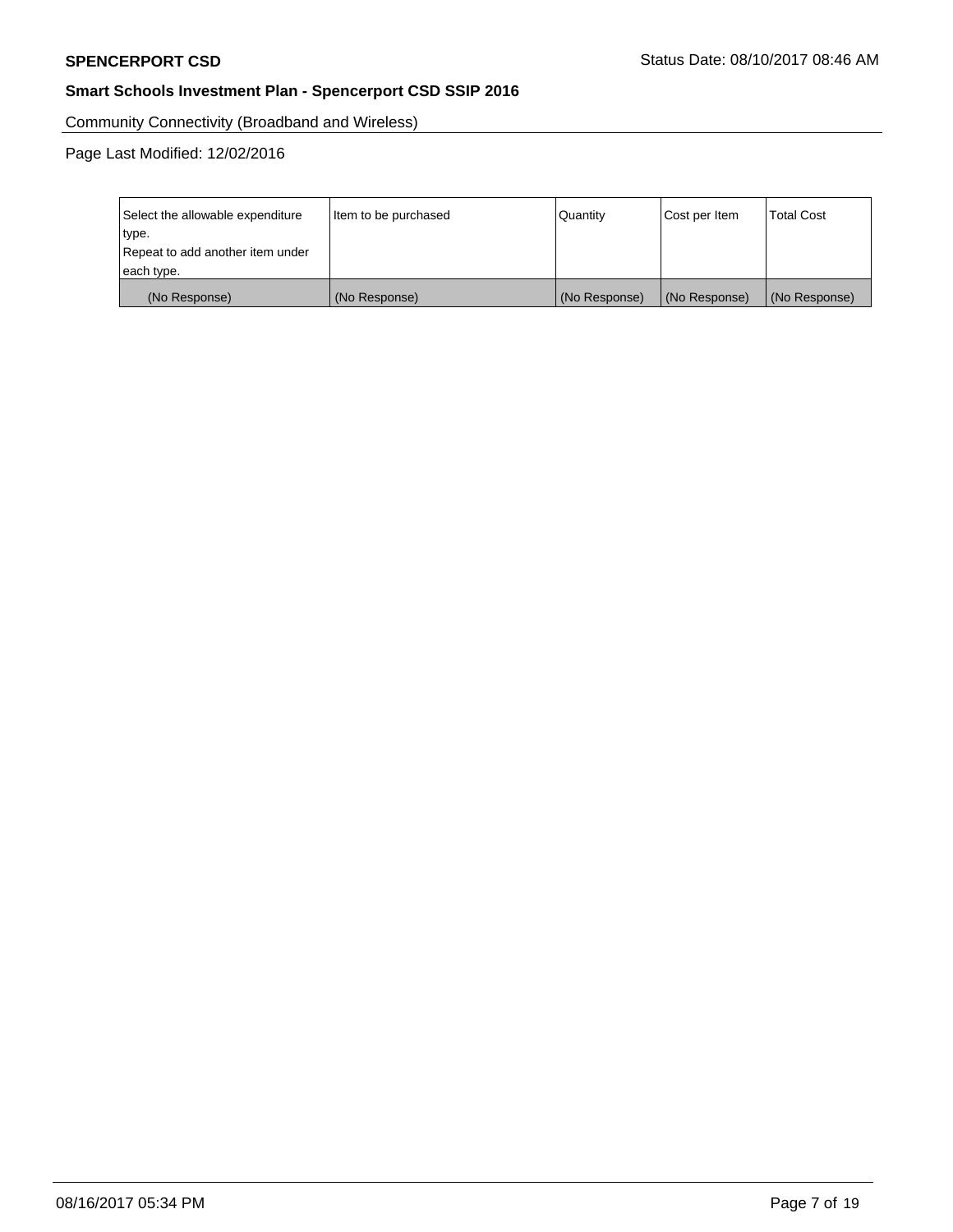Community Connectivity (Broadband and Wireless)

Page Last Modified: 12/02/2016

| Select the allowable expenditure type. Repeat to add another item under each type. | Item to be purchased | Quantity | Cost per Item | Total Cost |
|---|---|---|---|---|
| (No Response) | (No Response) | (No Response) | (No Response) | (No Response) |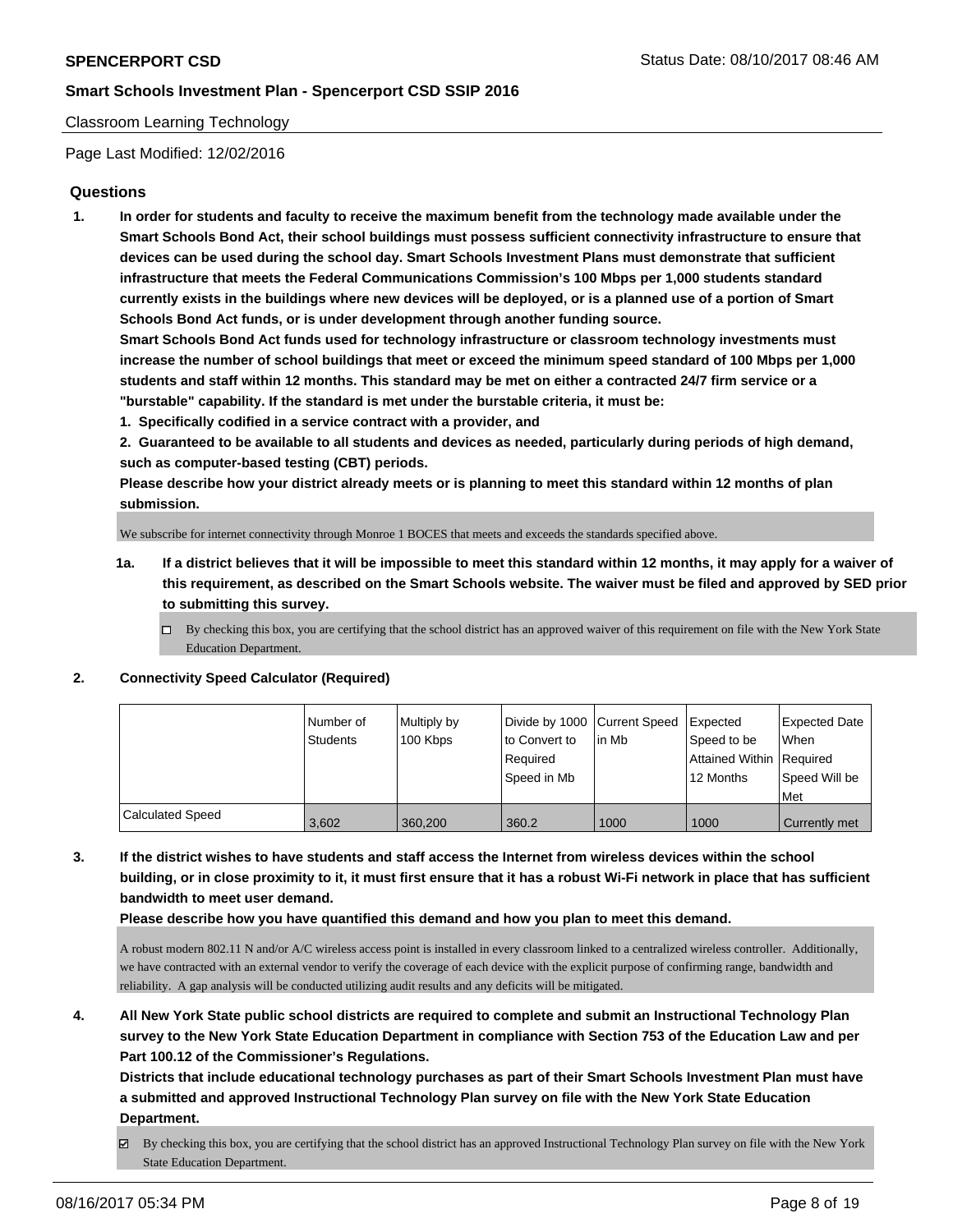Classroom Learning Technology

Page Last Modified: 12/02/2016

## Questions

1. **In order for students and faculty to receive the maximum benefit from the technology made available under the Smart Schools Bond Act, their school buildings must possess sufficient connectivity infrastructure to ensure that devices can be used during the school day. Smart Schools Investment Plans must demonstrate that sufficient infrastructure that meets the Federal Communications Commission's 100 Mbps per 1,000 students standard currently exists in the buildings where new devices will be deployed, or is a planned use of a portion of Smart Schools Bond Act funds, or is under development through another funding source.**
   **Smart Schools Bond Act funds used for technology infrastructure or classroom technology investments must increase the number of school buildings that meet or exceed the minimum speed standard of 100 Mbps per 1,000 students and staff within 12 months. This standard may be met on either a contracted 24/7 firm service or a "burstable" capability. If the standard is met under the burstable criteria, it must be:**
   **1. Specifically codified in a service contract with a provider, and**
   **2. Guaranteed to be available to all students and devices as needed, particularly during periods of high demand, such as computer-based testing (CBT) periods.**
   **Please describe how your district already meets or is planning to meet this standard within 12 months of plan submission.**

   We subscribe for internet connectivity through Monroe 1 BOCES that meets and exceeds the standards specified above.

   **1a. If a district believes that it will be impossible to meet this standard within 12 months, it may apply for a waiver of this requirement, as described on the Smart Schools website. The waiver must be filed and approved by SED prior to submitting this survey.**

   ☐ By checking this box, you are certifying that the school district has an approved waiver of this requirement on file with the New York State Education Department.

2. **Connectivity Speed Calculator (Required)**

| | Number of Students | Multiply by 100 Kbps | Divide by 1000 to Convert to Required Speed in Mb | Current Speed in Mb | Expected Speed to be Attained Within 12 Months | Expected Date When Required Speed Will be Met |
|---|---|---|---|---|---|---|
| Calculated Speed | 3,602 | 360,200 | 360.2 | 1000 | 1000 | Currently met |

3. **If the district wishes to have students and staff access the Internet from wireless devices within the school building, or in close proximity to it, it must first ensure that it has a robust Wi-Fi network in place that has sufficient bandwidth to meet user demand.**
   **Please describe how you have quantified this demand and how you plan to meet this demand.**

   A robust modern 802.11 N and/or A/C wireless access point is installed in every classroom linked to a centralized wireless controller. Additionally, we have contracted with an external vendor to verify the coverage of each device with the explicit purpose of confirming range, bandwidth and reliability. A gap analysis will be conducted utilizing audit results and any deficits will be mitigated.

4. **All New York State public school districts are required to complete and submit an Instructional Technology Plan survey to the New York State Education Department in compliance with Section 753 of the Education Law and per Part 100.12 of the Commissioner's Regulations.**
   **Districts that include educational technology purchases as part of their Smart Schools Investment Plan must have a submitted and approved Instructional Technology Plan survey on file with the New York State Education Department.**

   ☑ By checking this box, you are certifying that the school district has an approved Instructional Technology Plan survey on file with the New York State Education Department.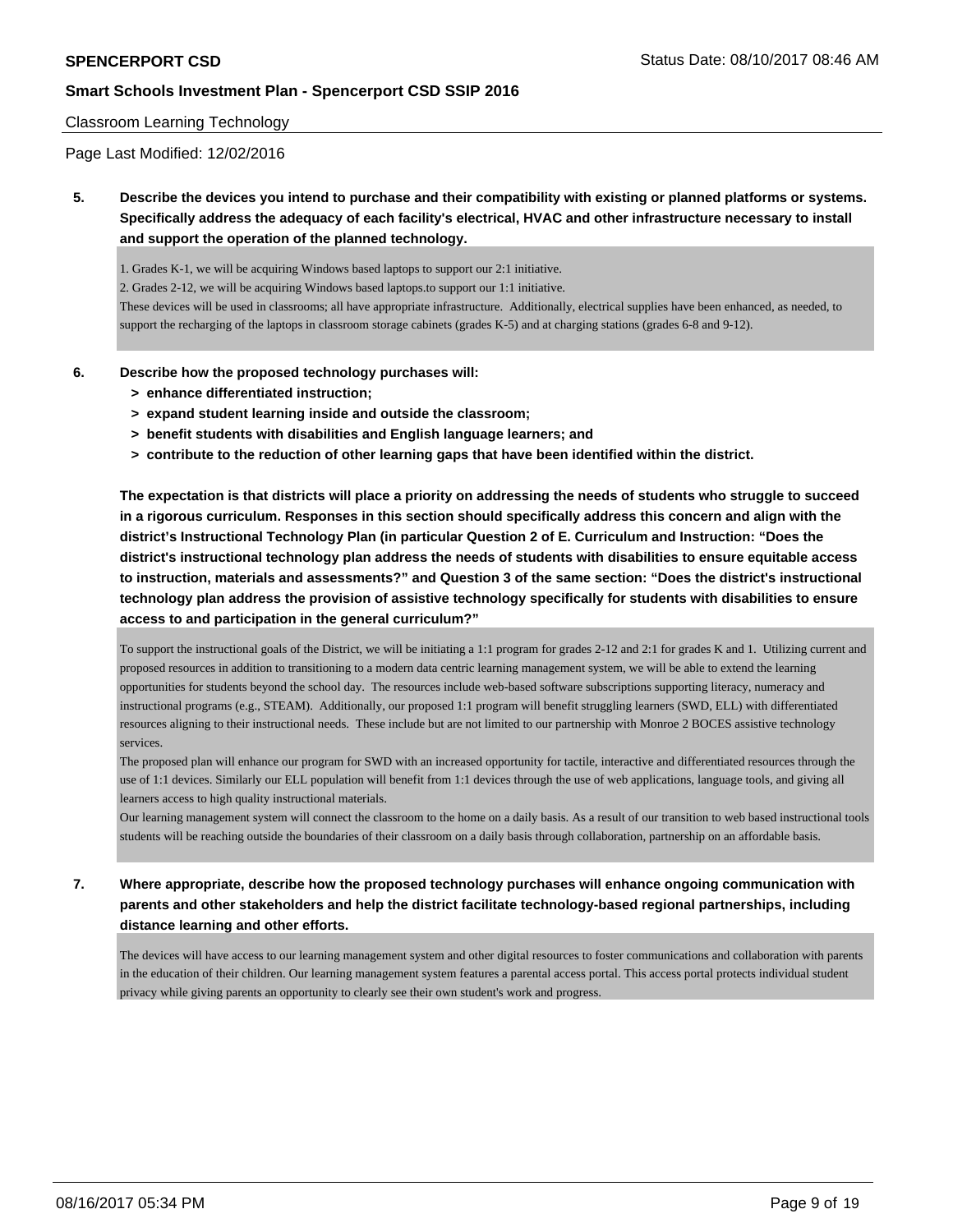Classroom Learning Technology

Page Last Modified: 12/02/2016

**5. Describe the devices you intend to purchase and their compatibility with existing or planned platforms or systems. Specifically address the adequacy of each facility's electrical, HVAC and other infrastructure necessary to install and support the operation of the planned technology.**

1. Grades K-1, we will be acquiring Windows based laptops to support our 2:1 initiative.
2. Grades 2-12, we will be acquiring Windows based laptops.to support our 1:1 initiative.

These devices will be used in classrooms; all have appropriate infrastructure. Additionally, electrical supplies have been enhanced, as needed, to support the recharging of the laptops in classroom storage cabinets (grades K-5) and at charging stations (grades 6-8 and 9-12).

**6. Describe how the proposed technology purchases will:**

- **> enhance differentiated instruction;**
- **> expand student learning inside and outside the classroom;**
- **> benefit students with disabilities and English language learners; and**
- **> contribute to the reduction of other learning gaps that have been identified within the district.**

**The expectation is that districts will place a priority on addressing the needs of students who struggle to succeed in a rigorous curriculum. Responses in this section should specifically address this concern and align with the district's Instructional Technology Plan (in particular Question 2 of E. Curriculum and Instruction: "Does the district's instructional technology plan address the needs of students with disabilities to ensure equitable access to instruction, materials and assessments?" and Question 3 of the same section: "Does the district's instructional technology plan address the provision of assistive technology specifically for students with disabilities to ensure access to and participation in the general curriculum?"**

To support the instructional goals of the District, we will be initiating a 1:1 program for grades 2-12 and 2:1 for grades K and 1. Utilizing current and proposed resources in addition to transitioning to a modern data centric learning management system, we will be able to extend the learning opportunities for students beyond the school day. The resources include web-based software subscriptions supporting literacy, numeracy and instructional programs (e.g., STEAM). Additionally, our proposed 1:1 program will benefit struggling learners (SWD, ELL) with differentiated resources aligning to their instructional needs. These include but are not limited to our partnership with Monroe 2 BOCES assistive technology services.

The proposed plan will enhance our program for SWD with an increased opportunity for tactile, interactive and differentiated resources through the use of 1:1 devices. Similarly our ELL population will benefit from 1:1 devices through the use of web applications, language tools, and giving all learners access to high quality instructional materials.

Our learning management system will connect the classroom to the home on a daily basis. As a result of our transition to web based instructional tools students will be reaching outside the boundaries of their classroom on a daily basis through collaboration, partnership on an affordable basis.

**7. Where appropriate, describe how the proposed technology purchases will enhance ongoing communication with parents and other stakeholders and help the district facilitate technology-based regional partnerships, including distance learning and other efforts.**

The devices will have access to our learning management system and other digital resources to foster communications and collaboration with parents in the education of their children. Our learning management system features a parental access portal. This access portal protects individual student privacy while giving parents an opportunity to clearly see their own student's work and progress.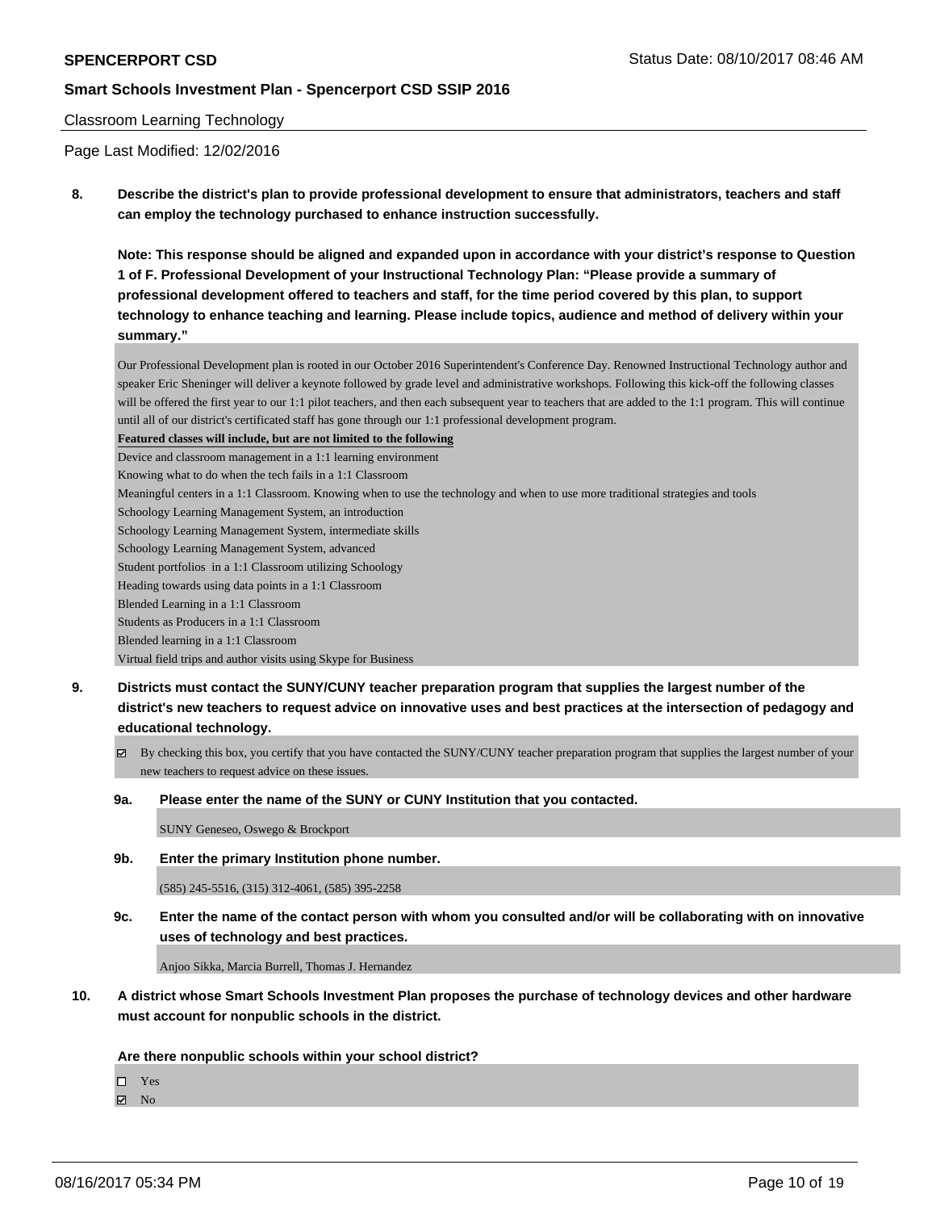Classroom Learning Technology

Page Last Modified: 12/02/2016

**8. Describe the district's plan to provide professional development to ensure that administrators, teachers and staff can employ the technology purchased to enhance instruction successfully.**

**Note: This response should be aligned and expanded upon in accordance with your district's response to Question 1 of F. Professional Development of your Instructional Technology Plan: "Please provide a summary of professional development offered to teachers and staff, for the time period covered by this plan, to support technology to enhance teaching and learning. Please include topics, audience and method of delivery within your summary."**

Our Professional Development plan is rooted in our October 2016 Superintendent's Conference Day. Renowned Instructional Technology author and speaker Eric Sheninger will deliver a keynote followed by grade level and administrative workshops. Following this kick-off the following classes will be offered the first year to our 1:1 pilot teachers, and then each subsequent year to teachers that are added to the 1:1 program. This will continue until all of our district's certificated staff has gone through our 1:1 professional development program.

**Featured classes will include, but are not limited to the following**

Device and classroom management in a 1:1 learning environment
Knowing what to do when the tech fails in a 1:1 Classroom
Meaningful centers in a 1:1 Classroom. Knowing when to use the technology and when to use more traditional strategies and tools
Schoology Learning Management System, an introduction
Schoology Learning Management System, intermediate skills
Schoology Learning Management System, advanced
Student portfolios in a 1:1 Classroom utilizing Schoology
Heading towards using data points in a 1:1 Classroom
Blended Learning in a 1:1 Classroom
Students as Producers in a 1:1 Classroom
Blended learning in a 1:1 Classroom
Virtual field trips and author visits using Skype for Business

**9. Districts must contact the SUNY/CUNY teacher preparation program that supplies the largest number of the district's new teachers to request advice on innovative uses and best practices at the intersection of pedagogy and educational technology.**

☑ By checking this box, you certify that you have contacted the SUNY/CUNY teacher preparation program that supplies the largest number of your new teachers to request advice on these issues.

**9a. Please enter the name of the SUNY or CUNY Institution that you contacted.**

SUNY Geneseo, Oswego & Brockport

**9b. Enter the primary Institution phone number.**

(585) 245-5516, (315) 312-4061, (585) 395-2258

**9c. Enter the name of the contact person with whom you consulted and/or will be collaborating with on innovative uses of technology and best practices.**

Anjoo Sikka, Marcia Burrell, Thomas J. Hernandez

**10. A district whose Smart Schools Investment Plan proposes the purchase of technology devices and other hardware must account for nonpublic schools in the district.**

**Are there nonpublic schools within your school district?**

☐ Yes
☑ No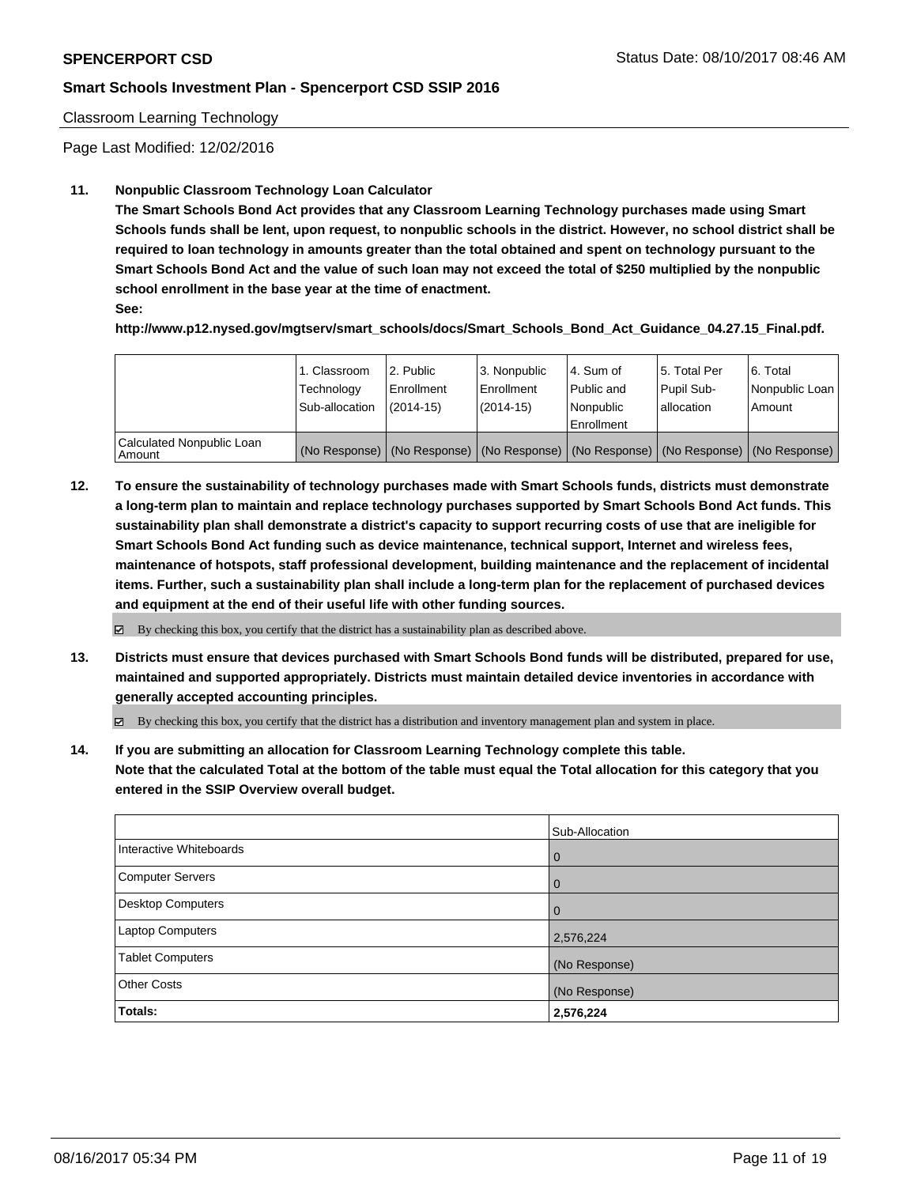Classroom Learning Technology

Page Last Modified: 12/02/2016

**11. Nonpublic Classroom Technology Loan Calculator**

**The Smart Schools Bond Act provides that any Classroom Learning Technology purchases made using Smart Schools funds shall be lent, upon request, to nonpublic schools in the district. However, no school district shall be required to loan technology in amounts greater than the total obtained and spent on technology pursuant to the Smart Schools Bond Act and the value of such loan may not exceed the total of $250 multiplied by the nonpublic school enrollment in the base year at the time of enactment.**

**See:**

**http://www.p12.nysed.gov/mgtserv/smart_schools/docs/Smart_Schools_Bond_Act_Guidance_04.27.15_Final.pdf.**

| | 1. Classroom Technology Sub-allocation | 2. Public Enrollment (2014-15) | 3. Nonpublic Enrollment (2014-15) | 4. Sum of Public and Nonpublic Enrollment | 5. Total Per Pupil Sub-allocation | 6. Total Nonpublic Loan Amount |
|---|---|---|---|---|---|---|
| Calculated Nonpublic Loan Amount | (No Response) | (No Response) | (No Response) | (No Response) | (No Response) | (No Response) |

**12. To ensure the sustainability of technology purchases made with Smart Schools funds, districts must demonstrate a long-term plan to maintain and replace technology purchases supported by Smart Schools Bond Act funds. This sustainability plan shall demonstrate a district's capacity to support recurring costs of use that are ineligible for Smart Schools Bond Act funding such as device maintenance, technical support, Internet and wireless fees, maintenance of hotspots, staff professional development, building maintenance and the replacement of incidental items. Further, such a sustainability plan shall include a long-term plan for the replacement of purchased devices and equipment at the end of their useful life with other funding sources.**

☑ By checking this box, you certify that the district has a sustainability plan as described above.

**13. Districts must ensure that devices purchased with Smart Schools Bond funds will be distributed, prepared for use, maintained and supported appropriately. Districts must maintain detailed device inventories in accordance with generally accepted accounting principles.**

☑ By checking this box, you certify that the district has a distribution and inventory management plan and system in place.

**14. If you are submitting an allocation for Classroom Learning Technology complete this table. Note that the calculated Total at the bottom of the table must equal the Total allocation for this category that you entered in the SSIP Overview overall budget.**

| | Sub-Allocation |
|---|---|
| Interactive Whiteboards | 0 |
| Computer Servers | 0 |
| Desktop Computers | 0 |
| Laptop Computers | 2,576,224 |
| Tablet Computers | (No Response) |
| Other Costs | (No Response) |
| **Totals:** | **2,576,224** |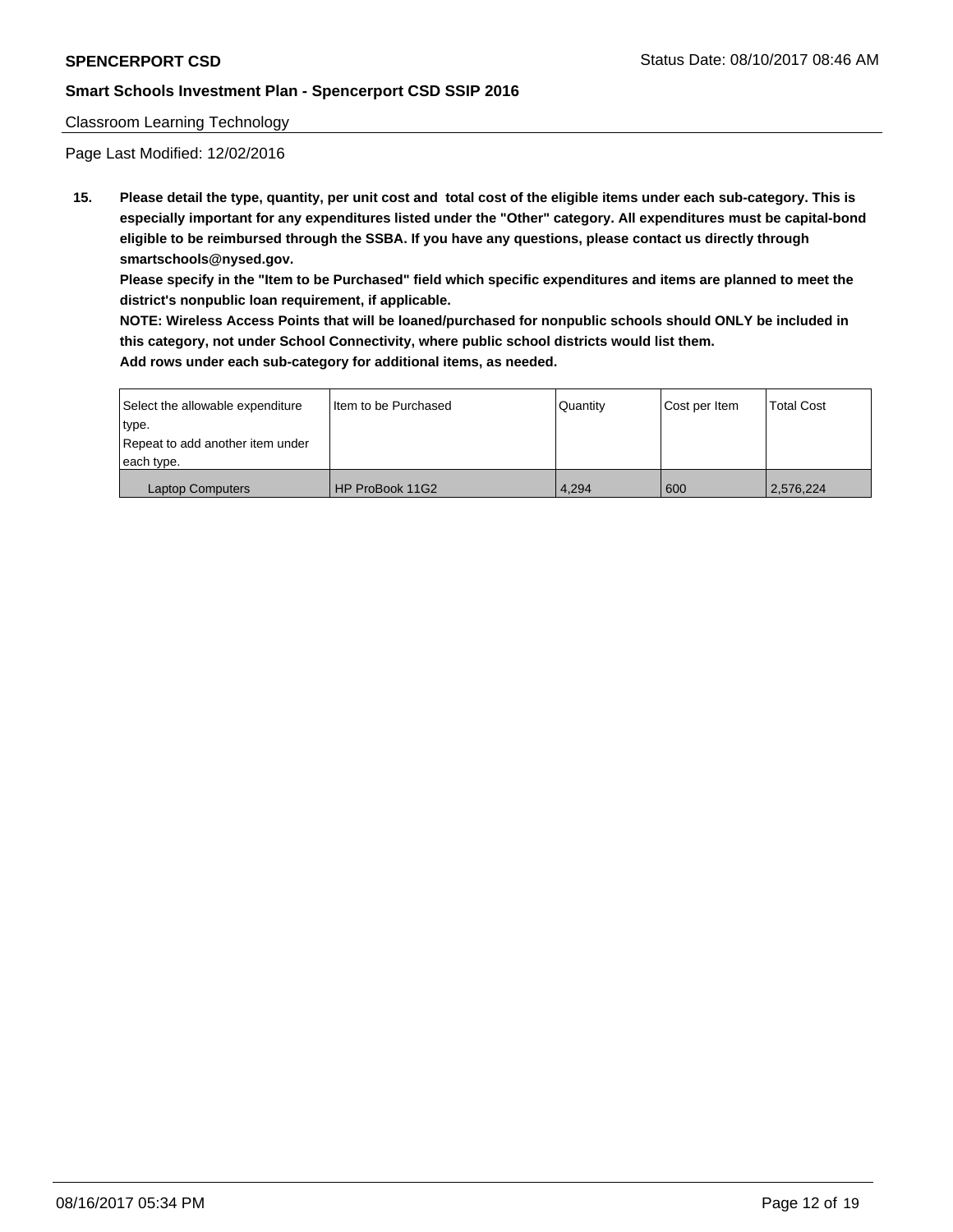**SPENCERPORT CSD** Status Date: 08/10/2017 08:46 AM

**Smart Schools Investment Plan - Spencerport CSD SSIP 2016**

Classroom Learning Technology

Page Last Modified: 12/02/2016

**15. Please detail the type, quantity, per unit cost and total cost of the eligible items under each sub-category. This is especially important for any expenditures listed under the "Other" category. All expenditures must be capital-bond eligible to be reimbursed through the SSBA. If you have any questions, please contact us directly through smartschools@nysed.gov.**

**Please specify in the "Item to be Purchased" field which specific expenditures and items are planned to meet the district's nonpublic loan requirement, if applicable.**

**NOTE: Wireless Access Points that will be loaned/purchased for nonpublic schools should ONLY be included in this category, not under School Connectivity, where public school districts would list them.**

**Add rows under each sub-category for additional items, as needed.**

| Select the allowable expenditure type. Repeat to add another item under each type. | Item to be Purchased | Quantity | Cost per Item | Total Cost |
|---|---|---|---|---|
| Laptop Computers | HP ProBook 11G2 | 4,294 | 600 | 2,576,224 |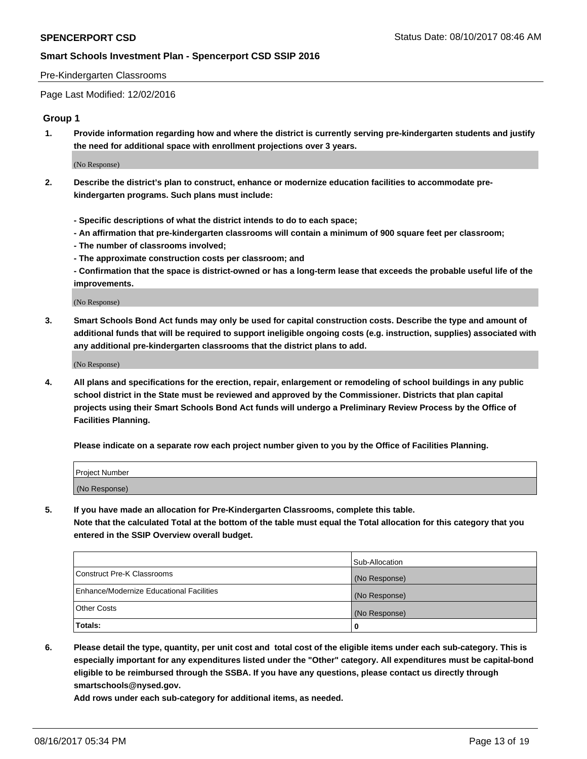## Pre-Kindergarten Classrooms

Page Last Modified: 12/02/2016

### Group 1

**1. Provide information regarding how and where the district is currently serving pre-kindergarten students and justify the need for additional space with enrollment projections over 3 years.**

(No Response)

**2. Describe the district's plan to construct, enhance or modernize education facilities to accommodate pre-kindergarten programs. Such plans must include:**

**- Specific descriptions of what the district intends to do to each space;**
**- An affirmation that pre-kindergarten classrooms will contain a minimum of 900 square feet per classroom;**
**- The number of classrooms involved;**
**- The approximate construction costs per classroom; and**
**- Confirmation that the space is district-owned or has a long-term lease that exceeds the probable useful life of the improvements.**

(No Response)

**3. Smart Schools Bond Act funds may only be used for capital construction costs. Describe the type and amount of additional funds that will be required to support ineligible ongoing costs (e.g. instruction, supplies) associated with any additional pre-kindergarten classrooms that the district plans to add.**

(No Response)

**4. All plans and specifications for the erection, repair, enlargement or remodeling of school buildings in any public school district in the State must be reviewed and approved by the Commissioner. Districts that plan capital projects using their Smart Schools Bond Act funds will undergo a Preliminary Review Process by the Office of Facilities Planning.**

**Please indicate on a separate row each project number given to you by the Office of Facilities Planning.**

| Project Number |
|---|
| (No Response) |

**5. If you have made an allocation for Pre-Kindergarten Classrooms, complete this table.**
**Note that the calculated Total at the bottom of the table must equal the Total allocation for this category that you entered in the SSIP Overview overall budget.**

| | Sub-Allocation |
|---|---|
| Construct Pre-K Classrooms | (No Response) |
| Enhance/Modernize Educational Facilities | (No Response) |
| Other Costs | (No Response) |
| **Totals:** | **0** |

**6. Please detail the type, quantity, per unit cost and total cost of the eligible items under each sub-category. This is especially important for any expenditures listed under the "Other" category. All expenditures must be capital-bond eligible to be reimbursed through the SSBA. If you have any questions, please contact us directly through smartschools@nysed.gov.**

**Add rows under each sub-category for additional items, as needed.**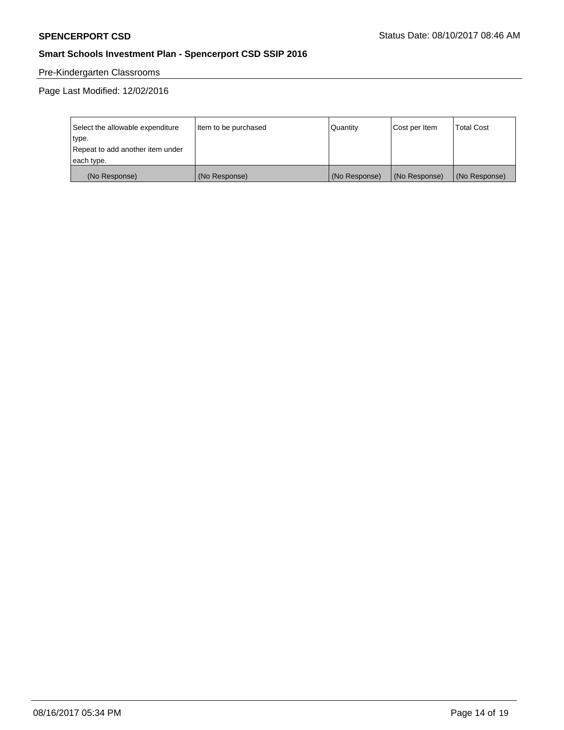Pre-Kindergarten Classrooms

Page Last Modified: 12/02/2016

| Select the allowable expenditure type.<br>Repeat to add another item under each type. | Item to be purchased | Quantity | Cost per Item | Total Cost |
|---|---|---|---|---|
| (No Response) | (No Response) | (No Response) | (No Response) | (No Response) |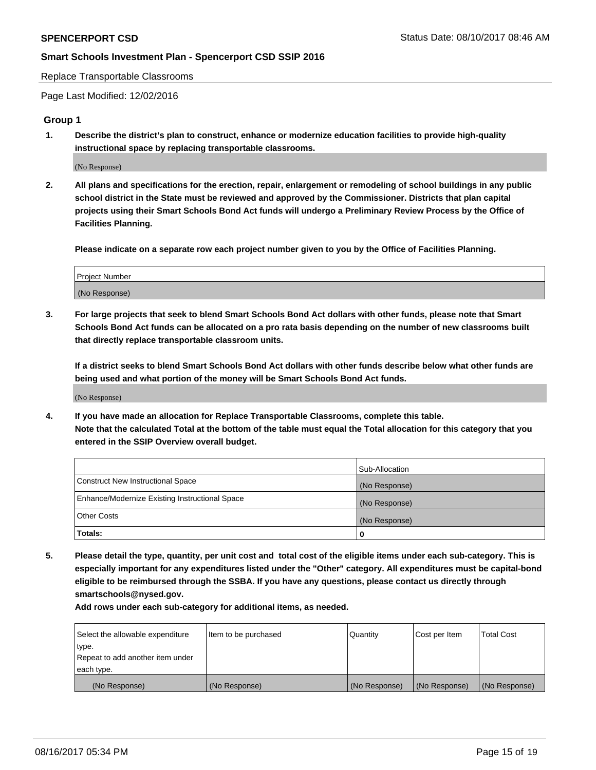Replace Transportable Classrooms

Page Last Modified: 12/02/2016

## Group 1

**1. Describe the district's plan to construct, enhance or modernize education facilities to provide high-quality instructional space by replacing transportable classrooms.**

(No Response)

**2. All plans and specifications for the erection, repair, enlargement or remodeling of school buildings in any public school district in the State must be reviewed and approved by the Commissioner. Districts that plan capital projects using their Smart Schools Bond Act funds will undergo a Preliminary Review Process by the Office of Facilities Planning.**

**Please indicate on a separate row each project number given to you by the Office of Facilities Planning.**

| Project Number |
| --- |
| (No Response) |

**3. For large projects that seek to blend Smart Schools Bond Act dollars with other funds, please note that Smart Schools Bond Act funds can be allocated on a pro rata basis depending on the number of new classrooms built that directly replace transportable classroom units.**

**If a district seeks to blend Smart Schools Bond Act dollars with other funds describe below what other funds are being used and what portion of the money will be Smart Schools Bond Act funds.**

(No Response)

**4. If you have made an allocation for Replace Transportable Classrooms, complete this table. Note that the calculated Total at the bottom of the table must equal the Total allocation for this category that you entered in the SSIP Overview overall budget.**

| | Sub-Allocation |
| --- | --- |
| Construct New Instructional Space | (No Response) |
| Enhance/Modernize Existing Instructional Space | (No Response) |
| Other Costs | (No Response) |
| **Totals:** | **0** |

**5. Please detail the type, quantity, per unit cost and total cost of the eligible items under each sub-category. This is especially important for any expenditures listed under the "Other" category. All expenditures must be capital-bond eligible to be reimbursed through the SSBA. If you have any questions, please contact us directly through smartschools@nysed.gov.**

**Add rows under each sub-category for additional items, as needed.**

| Select the allowable expenditure type. Repeat to add another item under each type. | Item to be purchased | Quantity | Cost per Item | Total Cost |
| --- | --- | --- | --- | --- |
| (No Response) | (No Response) | (No Response) | (No Response) | (No Response) |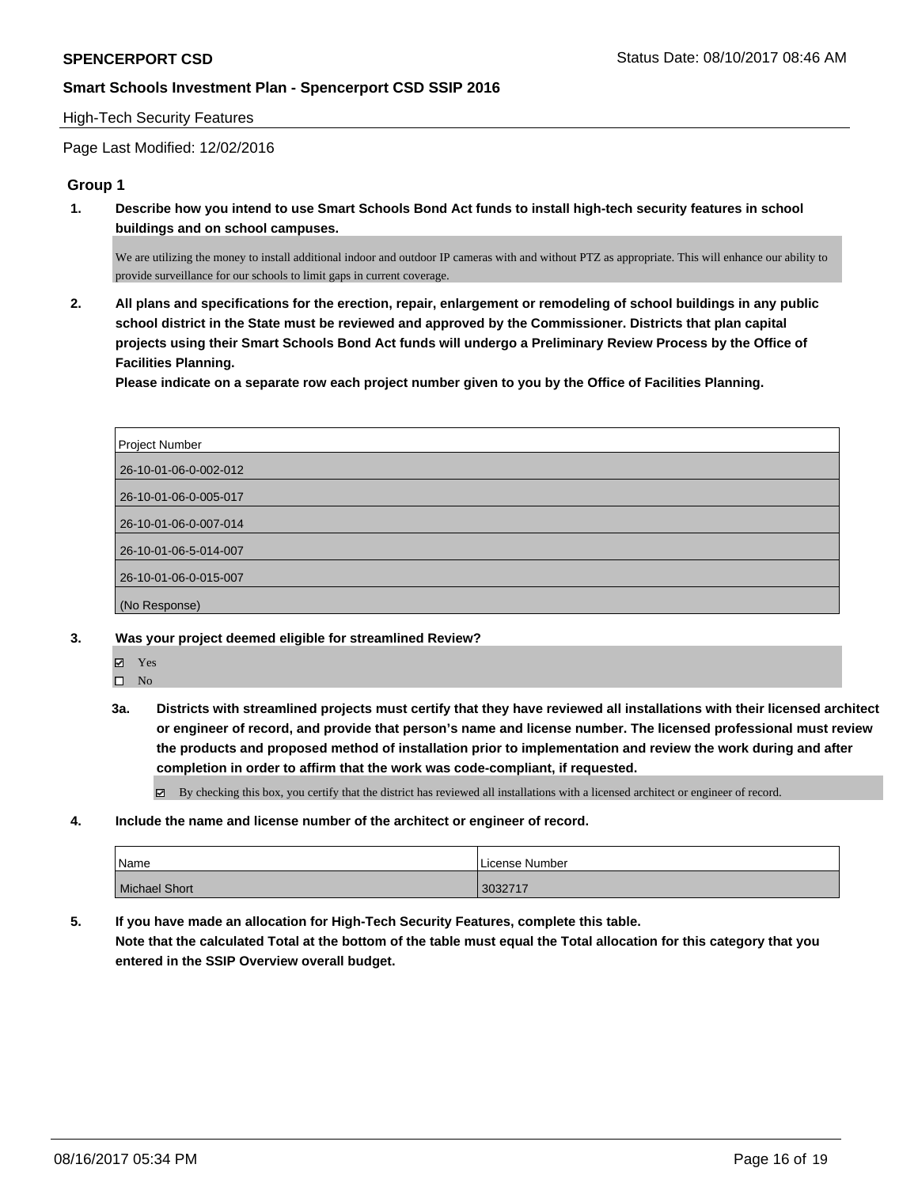**SPENCERPORT CSD** Status Date: 08/10/2017 08:46 AM

**Smart Schools Investment Plan - Spencerport CSD SSIP 2016**

High-Tech Security Features

Page Last Modified: 12/02/2016

### Group 1

**1. Describe how you intend to use Smart Schools Bond Act funds to install high-tech security features in school buildings and on school campuses.**

We are utilizing the money to install additional indoor and outdoor IP cameras with and without PTZ as appropriate. This will enhance our ability to provide surveillance for our schools to limit gaps in current coverage.

**2. All plans and specifications for the erection, repair, enlargement or remodeling of school buildings in any public school district in the State must be reviewed and approved by the Commissioner. Districts that plan capital projects using their Smart Schools Bond Act funds will undergo a Preliminary Review Process by the Office of Facilities Planning.**
**Please indicate on a separate row each project number given to you by the Office of Facilities Planning.**

| Project Number |
|---|
| 26-10-01-06-0-002-012 |
| 26-10-01-06-0-005-017 |
| 26-10-01-06-0-007-014 |
| 26-10-01-06-5-014-007 |
| 26-10-01-06-0-015-007 |
| (No Response) |

**3. Was your project deemed eligible for streamlined Review?**

- ☑ Yes
- ☐ No

**3a. Districts with streamlined projects must certify that they have reviewed all installations with their licensed architect or engineer of record, and provide that person's name and license number. The licensed professional must review the products and proposed method of installation prior to implementation and review the work during and after completion in order to affirm that the work was code-compliant, if requested.**

- ☑ By checking this box, you certify that the district has reviewed all installations with a licensed architect or engineer of record.

**4. Include the name and license number of the architect or engineer of record.**

| Name | License Number |
|---|---|
| Michael Short | 3032717 |

**5. If you have made an allocation for High-Tech Security Features, complete this table.**
**Note that the calculated Total at the bottom of the table must equal the Total allocation for this category that you entered in the SSIP Overview overall budget.**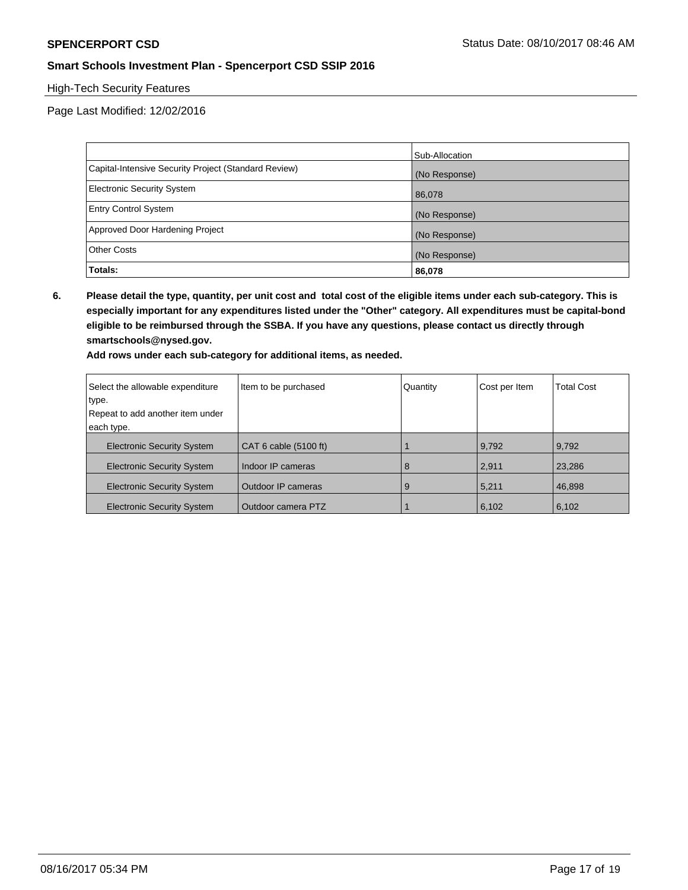High-Tech Security Features

Page Last Modified: 12/02/2016

| | Sub-Allocation |
|---|---|
| Capital-Intensive Security Project (Standard Review) | (No Response) |
| Electronic Security System | 86,078 |
| Entry Control System | (No Response) |
| Approved Door Hardening Project | (No Response) |
| Other Costs | (No Response) |
| **Totals:** | **86,078** |

**6. Please detail the type, quantity, per unit cost and total cost of the eligible items under each sub-category. This is especially important for any expenditures listed under the "Other" category. All expenditures must be capital-bond eligible to be reimbursed through the SSBA. If you have any questions, please contact us directly through smartschools@nysed.gov.**

**Add rows under each sub-category for additional items, as needed.**

| Select the allowable expenditure type. Repeat to add another item under each type. | Item to be purchased | Quantity | Cost per Item | Total Cost |
|---|---|---|---|---|
| Electronic Security System | CAT 6 cable (5100 ft) | 1 | 9,792 | 9,792 |
| Electronic Security System | Indoor IP cameras | 8 | 2,911 | 23,286 |
| Electronic Security System | Outdoor IP cameras | 9 | 5,211 | 46,898 |
| Electronic Security System | Outdoor camera PTZ | 1 | 6,102 | 6,102 |